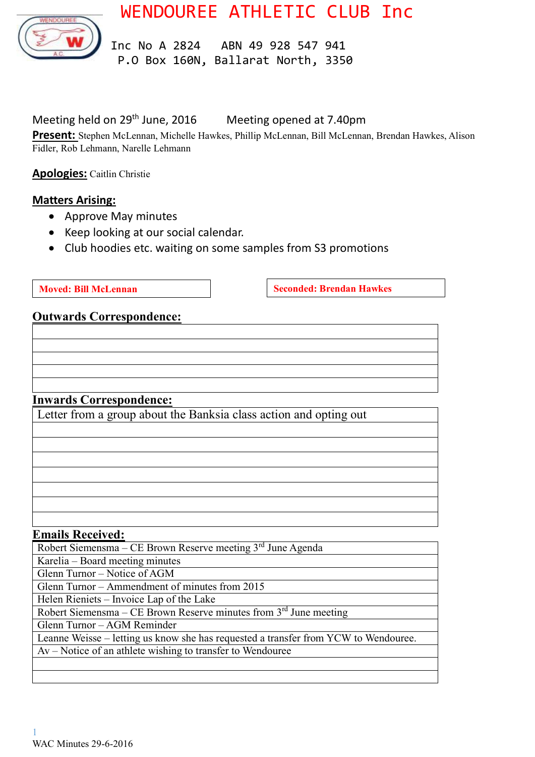# WENDOUREE ATHLETIC CLUB Inc

Inc No A 2824 ABN 49 928 547 941
P.O Box 160N, Ballarat North, 3350

Meeting held on 29th June, 2016 Meeting opened at 7.40pm

**Present:** Stephen McLennan, Michelle Hawkes, Phillip McLennan, Bill McLennan, Brendan Hawkes, Alison Fidler, Rob Lehmann, Narelle Lehmann

**Apologies:** Caitlin Christie

## Matters Arising:

- Approve May minutes
- Keep looking at our social calendar.
- Club hoodies etc. waiting on some samples from S3 promotions

**Moved: Bill McLennan** **Seconded: Brendan Hawkes**

## Outwards Correspondence:

| |
|---|
| |
| |
| |
| |
| |

## Inwards Correspondence:

| |
|---|
| Letter from a group about the Banksia class action and opting out |
| |
| |
| |
| |
| |
| |
| |

## Emails Received:

| |
|---|
| Robert Siemensma – CE Brown Reserve meeting 3rd June Agenda |
| Karelia – Board meeting minutes |
| Glenn Turnor – Notice of AGM |
| Glenn Turnor – Ammendment of minutes from 2015 |
| Helen Rieniets – Invoice Lap of the Lake |
| Robert Siemensma – CE Brown Reserve minutes from 3rd June meeting |
| Glenn Turnor – AGM Reminder |
| Leanne Weisse – letting us know she has requested a transfer from YCW to Wendouree. |
| Av – Notice of an athlete wishing to transfer to Wendouree |
| |
| |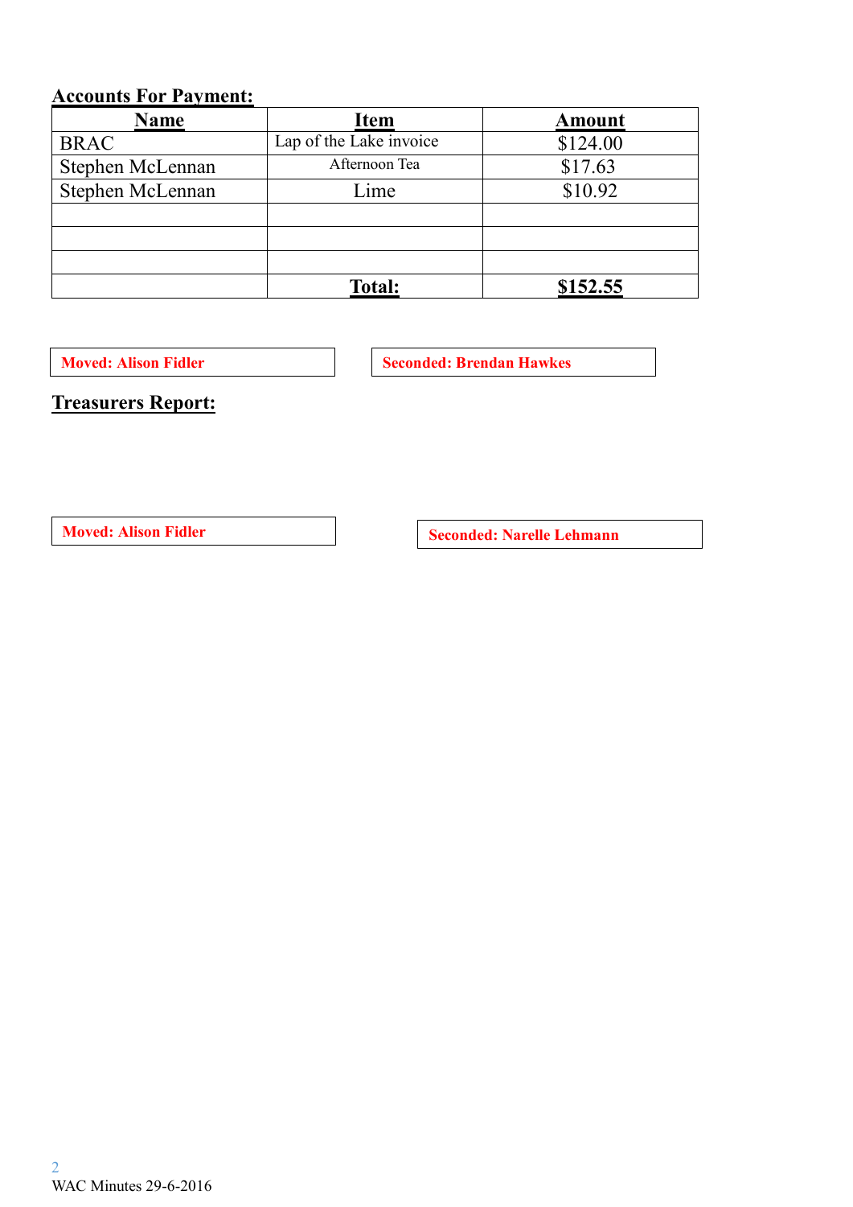## Accounts For Payment:

| Name | Item | Amount |
|---|---|---|
| BRAC | Lap of the Lake invoice | $124.00 |
| Stephen McLennan | Afternoon Tea | $17.63 |
| Stephen McLennan | Lime | $10.92 |
| | | |
| | | |
| | | |
| | **Total:** | **$152.55** |

**Moved: Alison Fidler**

**Seconded: Brendan Hawkes**

## Treasurers Report:

**Moved: Alison Fidler**

**Seconded: Narelle Lehmann**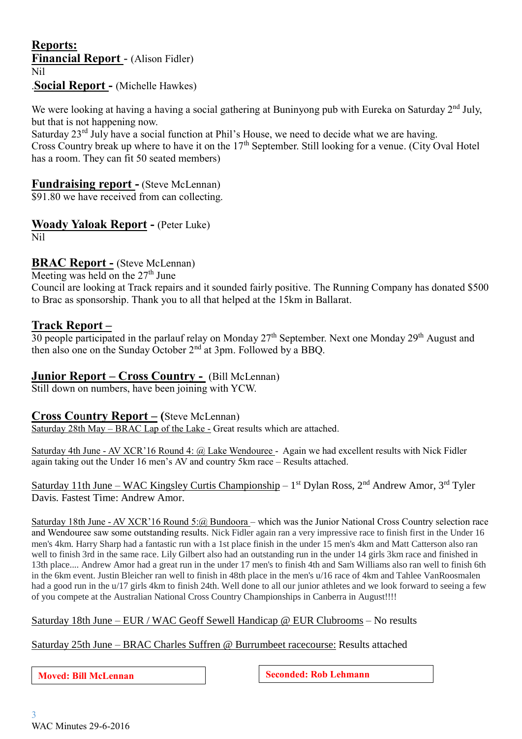## Reports:

**Financial Report** - (Alison Fidler)
Nil

.**Social Report -** (Michelle Hawkes)

We were looking at having a having a social gathering at Buninyong pub with Eureka on Saturday 2nd July, but that is not happening now.
Saturday 23rd July have a social function at Phil's House, we need to decide what we are having.
Cross Country break up where to have it on the 17th September. Still looking for a venue. (City Oval Hotel has a room. They can fit 50 seated members)

**Fundraising report -** (Steve McLennan)
$91.80 we have received from can collecting.

**Woady Yaloak Report -** (Peter Luke)
Nil

**BRAC Report -** (Steve McLennan)
Meeting was held on the 27th June
Council are looking at Track repairs and it sounded fairly positive. The Running Company has donated $500 to Brac as sponsorship. Thank you to all that helped at the 15km in Ballarat.

**Track Report –**
30 people participated in the parlauf relay on Monday 27th September. Next one Monday 29th August and then also one on the Sunday October 2nd at 3pm. Followed by a BBQ.

**Junior Report – Cross Country -** (Bill McLennan)
Still down on numbers, have been joining with YCW.

**Cross Country Report – (**Steve McLennan)
Saturday 28th May – BRAC Lap of the Lake - Great results which are attached.

Saturday 4th June - AV XCR'16 Round 4: @ Lake Wendouree - Again we had excellent results with Nick Fidler again taking out the Under 16 men's AV and country 5km race – Results attached.

Saturday 11th June – WAC Kingsley Curtis Championship – 1st Dylan Ross, 2nd Andrew Amor, 3rd Tyler Davis. Fastest Time: Andrew Amor.

Saturday 18th June - AV XCR'16 Round 5:@ Bundoora – which was the Junior National Cross Country selection race and Wendouree saw some outstanding results. Nick Fidler again ran a very impressive race to finish first in the Under 16 men's 4km. Harry Sharp had a fantastic run with a 1st place finish in the under 15 men's 4km and Matt Catterson also ran well to finish 3rd in the same race. Lily Gilbert also had an outstanding run in the under 14 girls 3km race and finished in 13th place.... Andrew Amor had a great run in the under 17 men's to finish 4th and Sam Williams also ran well to finish 6th in the 6km event. Justin Bleicher ran well to finish in 48th place in the men's u/16 race of 4km and Tahlee VanRoosmalen had a good run in the u/17 girls 4km to finish 24th. Well done to all our junior athletes and we look forward to seeing a few of you compete at the Australian National Cross Country Championships in Canberra in August!!!!

Saturday 18th June – EUR / WAC Geoff Sewell Handicap @ EUR Clubrooms – No results

Saturday 25th June – BRAC Charles Suffren @ Burrumbeet racecourse: Results attached

**Moved: Bill McLennan**

**Seconded: Rob Lehmann**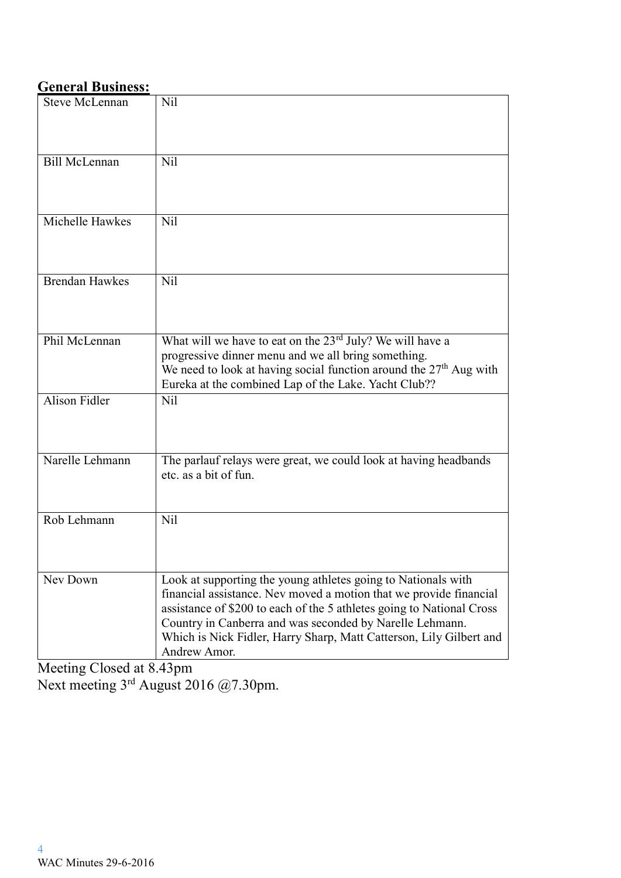**General Business:**

| | |
|---|---|
| Steve McLennan | Nil |
| Bill McLennan | Nil |
| Michelle Hawkes | Nil |
| Brendan Hawkes | Nil |
| Phil McLennan | What will we have to eat on the 23rd July? We will have a progressive dinner menu and we all bring something. We need to look at having social function around the 27th Aug with Eureka at the combined Lap of the Lake. Yacht Club?? |
| Alison Fidler | Nil |
| Narelle Lehmann | The parlauf relays were great, we could look at having headbands etc. as a bit of fun. |
| Rob Lehmann | Nil |
| Nev Down | Look at supporting the young athletes going to Nationals with financial assistance. Nev moved a motion that we provide financial assistance of $200 to each of the 5 athletes going to National Cross Country in Canberra and was seconded by Narelle Lehmann. Which is Nick Fidler, Harry Sharp, Matt Catterson, Lily Gilbert and Andrew Amor. |

Meeting Closed at 8.43pm

Next meeting 3rd August 2016 @7.30pm.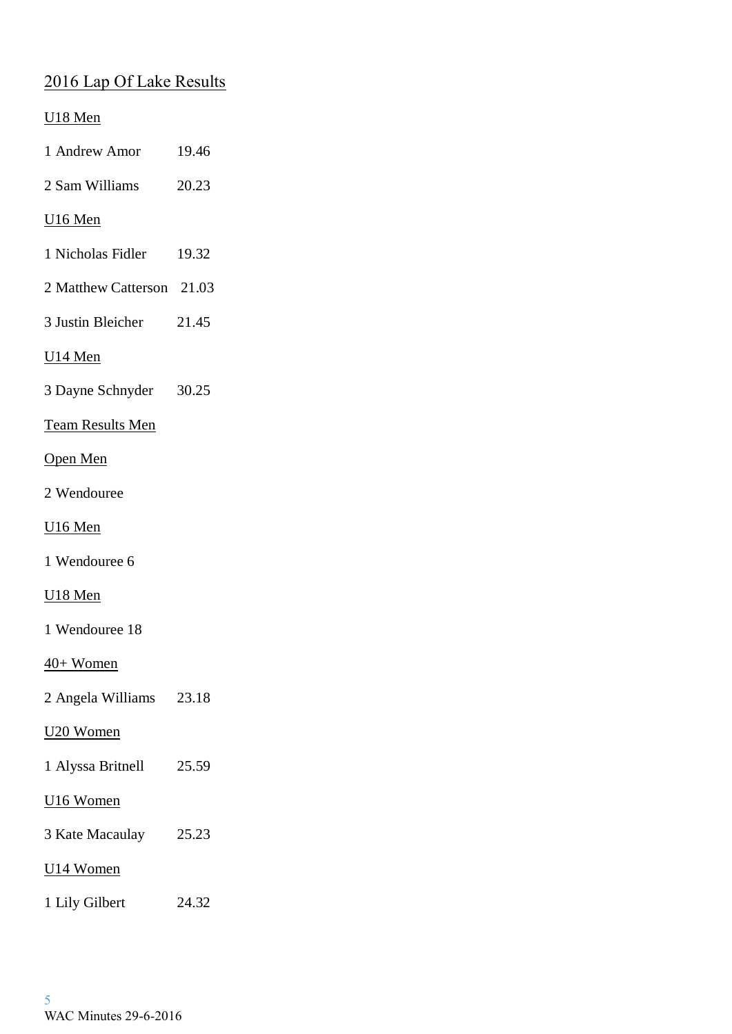## 2016 Lap Of Lake Results

U18 Men

1 Andrew Amor 19.46

2 Sam Williams 20.23

U16 Men

1 Nicholas Fidler 19.32

2 Matthew Catterson 21.03

3 Justin Bleicher 21.45

U14 Men

3 Dayne Schnyder 30.25

Team Results Men

Open Men

2 Wendouree

U16 Men

1 Wendouree 6

U18 Men

1 Wendouree 18

40+ Women

2 Angela Williams 23.18

U20 Women

1 Alyssa Britnell 25.59

U16 Women

3 Kate Macaulay 25.23

U14 Women

1 Lily Gilbert 24.32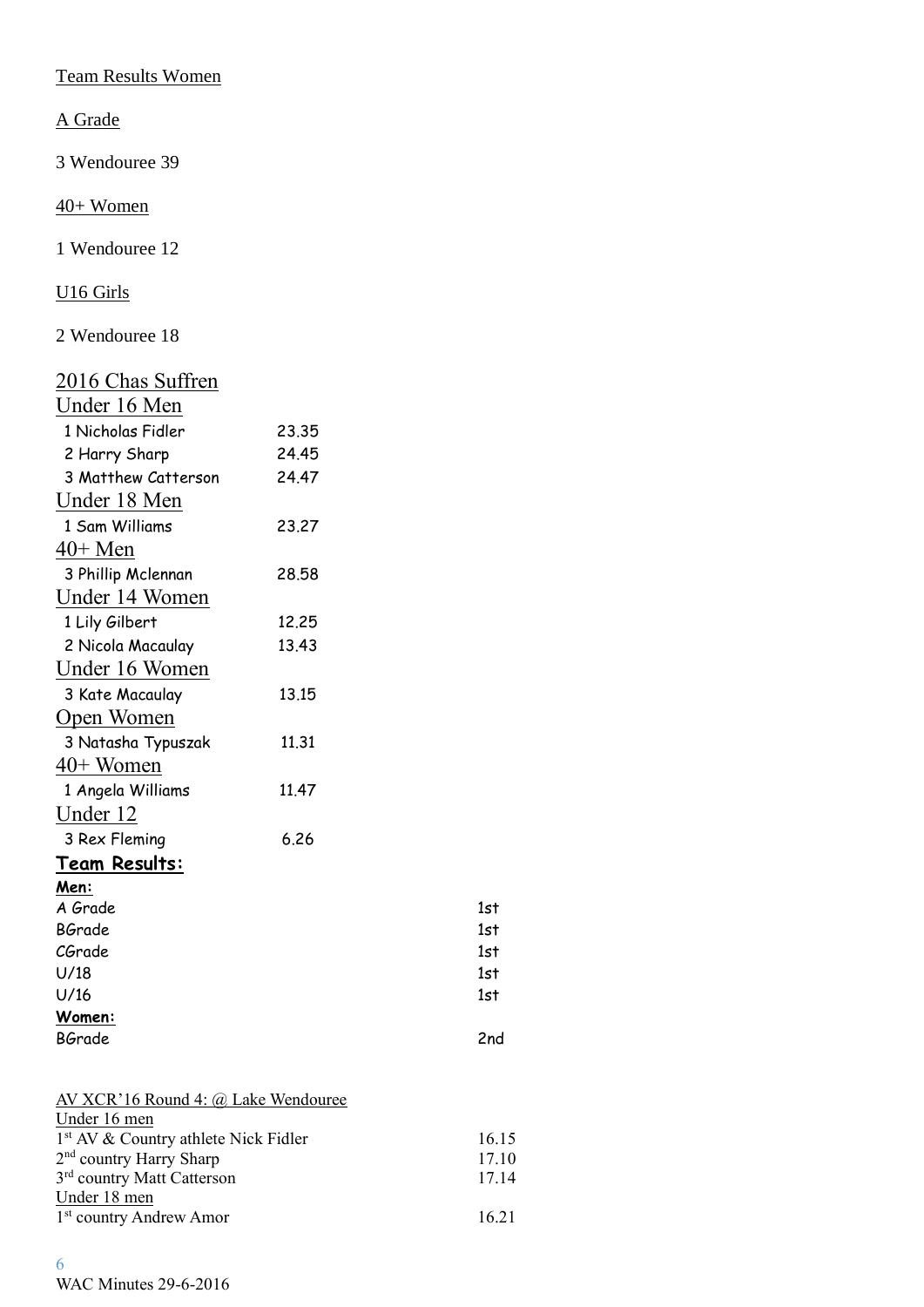Team Results Women

A Grade

3 Wendouree 39

40+ Women

1 Wendouree 12

U16 Girls

2 Wendouree 18

## 2016 Chas Suffren

### Under 16 Men

| | |
|---|---|
| 1 Nicholas Fidler | 23.35 |
| 2 Harry Sharp | 24.45 |
| 3 Matthew Catterson | 24.47 |

### Under 18 Men

| | |
|---|---|
| 1 Sam Williams | 23.27 |

### 40+ Men

| | |
|---|---|
| 3 Phillip Mclennan | 28.58 |

### Under 14 Women

| | |
|---|---|
| 1 Lily Gilbert | 12.25 |
| 2 Nicola Macaulay | 13.43 |

### Under 16 Women

| | |
|---|---|
| 3 Kate Macaulay | 13.15 |

### Open Women

| | |
|---|---|
| 3 Natasha Typuszak | 11.31 |

### 40+ Women

| | |
|---|---|
| 1 Angela Williams | 11.47 |

### Under 12

| | |
|---|---|
| 3 Rex Fleming | 6.26 |

**Team Results:**

**Men:**

| | |
|---|---|
| A Grade | 1st |
| BGrade | 1st |
| CGrade | 1st |
| U/18 | 1st |
| U/16 | 1st |

**Women:**

| | |
|---|---|
| BGrade | 2nd |

AV XCR'16 Round 4: @ Lake Wendouree

Under 16 men

| | |
|---|---|
| 1st AV & Country athlete Nick Fidler | 16.15 |
| 2nd country Harry Sharp | 17.10 |
| 3rd country Matt Catterson | 17.14 |

Under 18 men

| | |
|---|---|
| 1st country Andrew Amor | 16.21 |

WAC Minutes 29-6-2016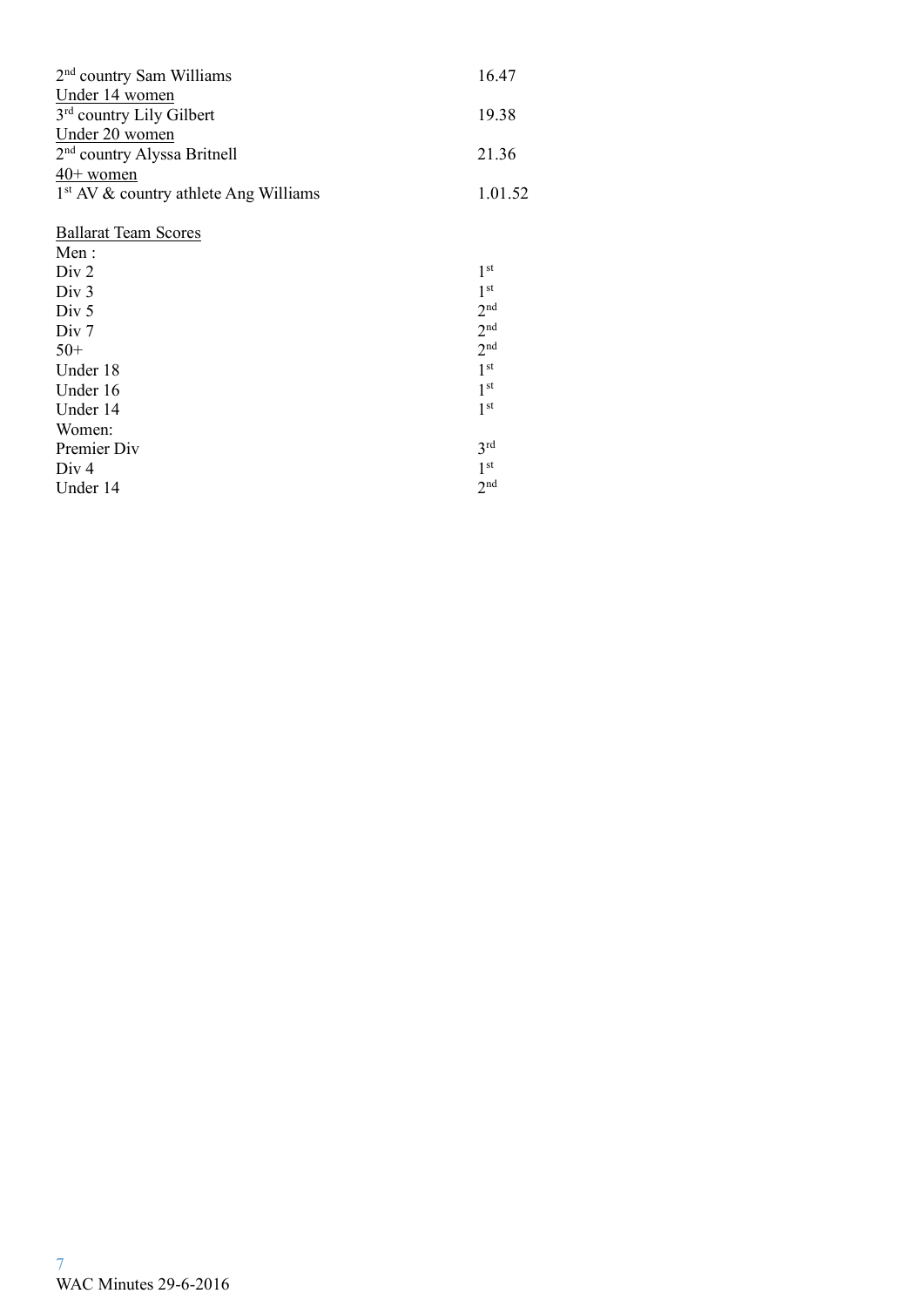| | |
|---|---|
| 2nd country Sam Williams | 16.47 |
| <u>Under 14 women</u> | |
| 3rd country Lily Gilbert | 19.38 |
| <u>Under 20 women</u> | |
| 2nd country Alyssa Britnell | 21.36 |
| <u>40+ women</u> | |
| 1st AV & country athlete Ang Williams | 1.01.52 |

<u>Ballarat Team Scores</u>

| | |
|---|---|
| Men : | |
| Div 2 | 1st |
| Div 3 | 1st |
| Div 5 | 2nd |
| Div 7 | 2nd |
| 50+ | 2nd |
| Under 18 | 1st |
| Under 16 | 1st |
| Under 14 | 1st |
| Women: | |
| Premier Div | 3rd |
| Div 4 | 1st |
| Under 14 | 2nd |